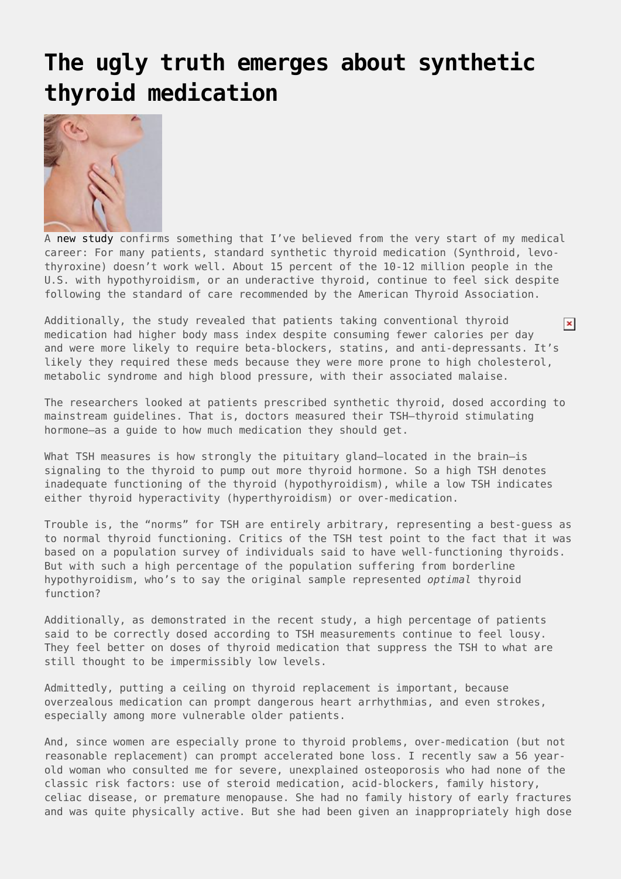# The ugly truth emerges about synthetic thyroid medication

A new study confirms something that I've believed from the very start of my medical career: For many patients, standard synthetic thyroid medication (Synthroid, levo-thyroxine) doesn't work well. About 15 percent of the 10-12 million people in the U.S. with hypothyroidism, or an underactive thyroid, continue to feel sick despite following the standard of care recommended by the American Thyroid Association.

Additionally, the study revealed that patients taking conventional thyroid medication had higher body mass index despite consuming fewer calories per day and were more likely to require beta-blockers, statins, and anti-depressants. It's likely they required these meds because they were more prone to high cholesterol, metabolic syndrome and high blood pressure, with their associated malaise.

The researchers looked at patients prescribed synthetic thyroid, dosed according to mainstream guidelines. That is, doctors measured their TSH—thyroid stimulating hormone—as a guide to how much medication they should get.

What TSH measures is how strongly the pituitary gland—located in the brain—is signaling to the thyroid to pump out more thyroid hormone. So a high TSH denotes inadequate functioning of the thyroid (hypothyroidism), while a low TSH indicates either thyroid hyperactivity (hyperthyroidism) or over-medication.

Trouble is, the "norms" for TSH are entirely arbitrary, representing a best-guess as to normal thyroid functioning. Critics of the TSH test point to the fact that it was based on a population survey of individuals said to have well-functioning thyroids. But with such a high percentage of the population suffering from borderline hypothyroidism, who's to say the original sample represented *optimal* thyroid function?

Additionally, as demonstrated in the recent study, a high percentage of patients said to be correctly dosed according to TSH measurements continue to feel lousy. They feel better on doses of thyroid medication that suppress the TSH to what are still thought to be impermissibly low levels.

Admittedly, putting a ceiling on thyroid replacement is important, because overzealous medication can prompt dangerous heart arrhythmias, and even strokes, especially among more vulnerable older patients.

And, since women are especially prone to thyroid problems, over-medication (but not reasonable replacement) can prompt accelerated bone loss. I recently saw a 56 year-old woman who consulted me for severe, unexplained osteoporosis who had none of the classic risk factors: use of steroid medication, acid-blockers, family history, celiac disease, or premature menopause. She had no family history of early fractures and was quite physically active. But she had been given an inappropriately high dose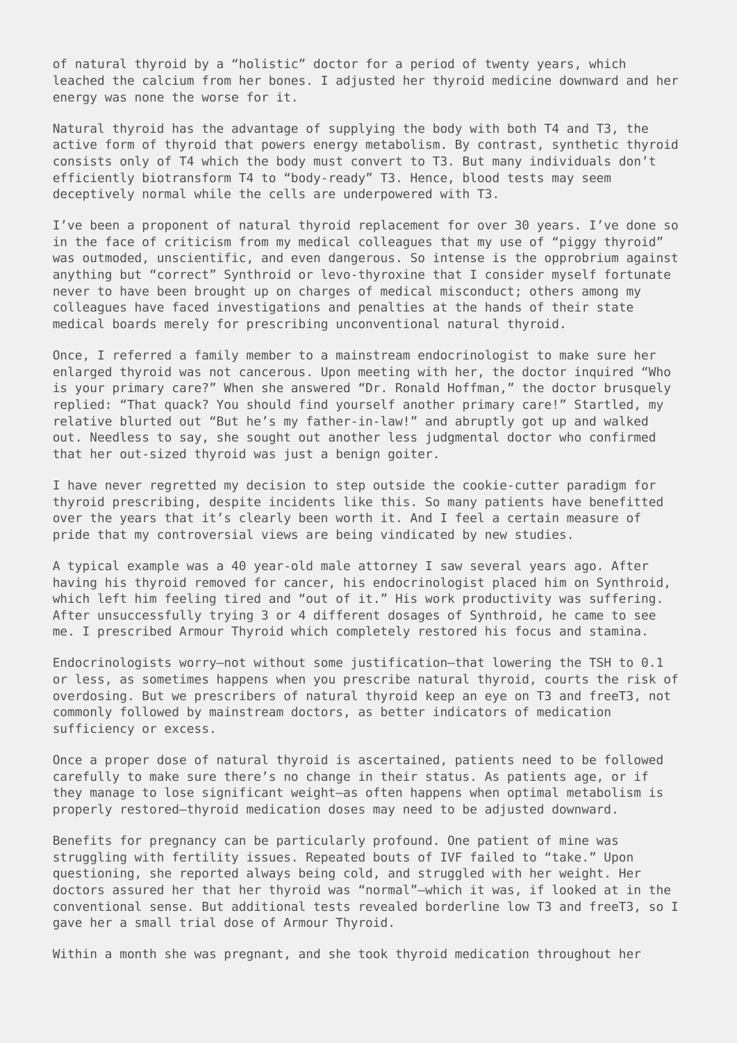of natural thyroid by a “holistic” doctor for a period of twenty years, which leached the calcium from her bones. I adjusted her thyroid medicine downward and her energy was none the worse for it.

Natural thyroid has the advantage of supplying the body with both T4 and T3, the active form of thyroid that powers energy metabolism. By contrast, synthetic thyroid consists only of T4 which the body must convert to T3. But many individuals don’t efficiently biotransform T4 to “body-ready” T3. Hence, blood tests may seem deceptively normal while the cells are underpowered with T3.

I’ve been a proponent of natural thyroid replacement for over 30 years. I’ve done so in the face of criticism from my medical colleagues that my use of “piggy thyroid” was outmoded, unscientific, and even dangerous. So intense is the opprobrium against anything but “correct” Synthroid or levo-thyroxine that I consider myself fortunate never to have been brought up on charges of medical misconduct; others among my colleagues have faced investigations and penalties at the hands of their state medical boards merely for prescribing unconventional natural thyroid.

Once, I referred a family member to a mainstream endocrinologist to make sure her enlarged thyroid was not cancerous. Upon meeting with her, the doctor inquired “Who is your primary care?” When she answered “Dr. Ronald Hoffman,” the doctor brusquely replied: “That quack? You should find yourself another primary care!” Startled, my relative blurted out “But he’s my father-in-law!” and abruptly got up and walked out. Needless to say, she sought out another less judgmental doctor who confirmed that her out-sized thyroid was just a benign goiter.

I have never regretted my decision to step outside the cookie-cutter paradigm for thyroid prescribing, despite incidents like this. So many patients have benefitted over the years that it’s clearly been worth it. And I feel a certain measure of pride that my controversial views are being vindicated by new studies.

A typical example was a 40 year-old male attorney I saw several years ago. After having his thyroid removed for cancer, his endocrinologist placed him on Synthroid, which left him feeling tired and “out of it.” His work productivity was suffering. After unsuccessfully trying 3 or 4 different dosages of Synthroid, he came to see me. I prescribed Armour Thyroid which completely restored his focus and stamina.

Endocrinologists worry—not without some justification—that lowering the TSH to 0.1 or less, as sometimes happens when you prescribe natural thyroid, courts the risk of overdosing. But we prescribers of natural thyroid keep an eye on T3 and freeT3, not commonly followed by mainstream doctors, as better indicators of medication sufficiency or excess.

Once a proper dose of natural thyroid is ascertained, patients need to be followed carefully to make sure there’s no change in their status. As patients age, or if they manage to lose significant weight—as often happens when optimal metabolism is properly restored—thyroid medication doses may need to be adjusted downward.

Benefits for pregnancy can be particularly profound. One patient of mine was struggling with fertility issues. Repeated bouts of IVF failed to “take.” Upon questioning, she reported always being cold, and struggled with her weight. Her doctors assured her that her thyroid was “normal”—which it was, if looked at in the conventional sense. But additional tests revealed borderline low T3 and freeT3, so I gave her a small trial dose of Armour Thyroid.

Within a month she was pregnant, and she took thyroid medication throughout her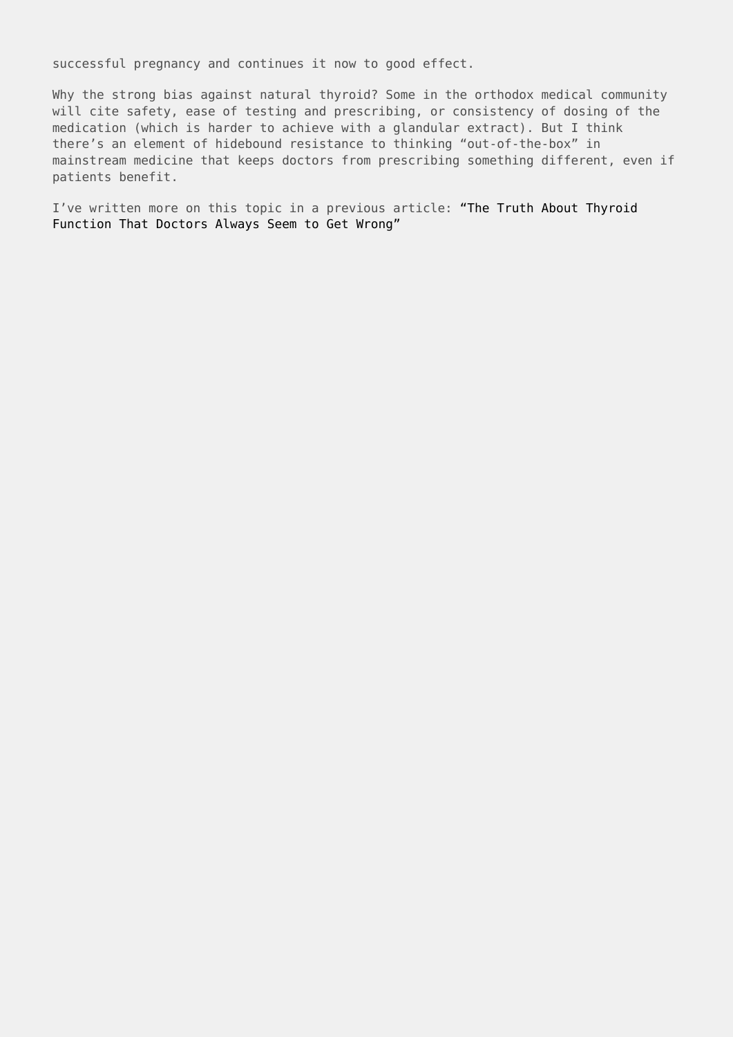successful pregnancy and continues it now to good effect.

Why the strong bias against natural thyroid? Some in the orthodox medical community will cite safety, ease of testing and prescribing, or consistency of dosing of the medication (which is harder to achieve with a glandular extract). But I think there's an element of hidebound resistance to thinking "out-of-the-box" in mainstream medicine that keeps doctors from prescribing something different, even if patients benefit.

I've written more on this topic in a previous article: "The Truth About Thyroid Function That Doctors Always Seem to Get Wrong"